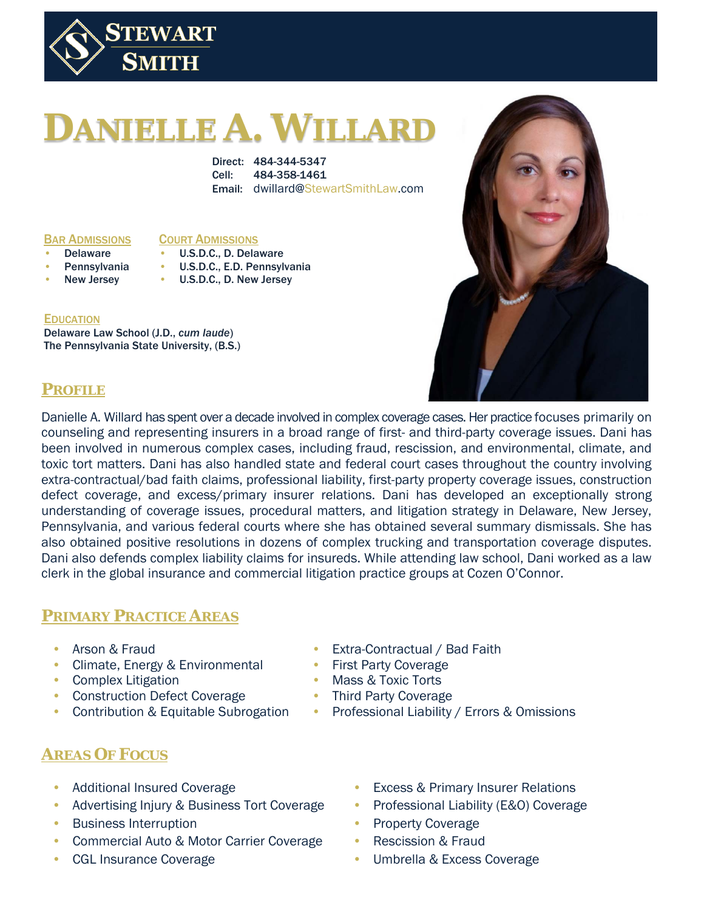STEWART SMITH

# DANIELLE A. WILLARD

Direct: 484-344-5347
Cell: 484-358-1461
Email: dwillard@StewartSmithLaw.com

**BAR ADMISSIONS**

- Delaware
- Pennsylvania
- New Jersey

**COURT ADMISSIONS**

- U.S.D.C., D. Delaware
- U.S.D.C., E.D. Pennsylvania
- U.S.D.C., D. New Jersey

**EDUCATION**

Delaware Law School (J.D., *cum laude*)
The Pennsylvania State University, (B.S.)

## PROFILE

Danielle A. Willard has spent over a decade involved in complex coverage cases. Her practice focuses primarily on counseling and representing insurers in a broad range of first- and third-party coverage issues. Dani has been involved in numerous complex cases, including fraud, rescission, and environmental, climate, and toxic tort matters. Dani has also handled state and federal court cases throughout the country involving extra-contractual/bad faith claims, professional liability, first-party property coverage issues, construction defect coverage, and excess/primary insurer relations. Dani has developed an exceptionally strong understanding of coverage issues, procedural matters, and litigation strategy in Delaware, New Jersey, Pennsylvania, and various federal courts where she has obtained several summary dismissals. She has also obtained positive resolutions in dozens of complex trucking and transportation coverage disputes. Dani also defends complex liability claims for insureds. While attending law school, Dani worked as a law clerk in the global insurance and commercial litigation practice groups at Cozen O'Connor.

## PRIMARY PRACTICE AREAS

- Arson & Fraud
- Climate, Energy & Environmental
- Complex Litigation
- Construction Defect Coverage
- Contribution & Equitable Subrogation
- Extra-Contractual / Bad Faith
- First Party Coverage
- Mass & Toxic Torts
- Third Party Coverage
- Professional Liability / Errors & Omissions

## AREAS OF FOCUS

- Additional Insured Coverage
- Advertising Injury & Business Tort Coverage
- Business Interruption
- Commercial Auto & Motor Carrier Coverage
- CGL Insurance Coverage
- Excess & Primary Insurer Relations
- Professional Liability (E&O) Coverage
- Property Coverage
- Rescission & Fraud
- Umbrella & Excess Coverage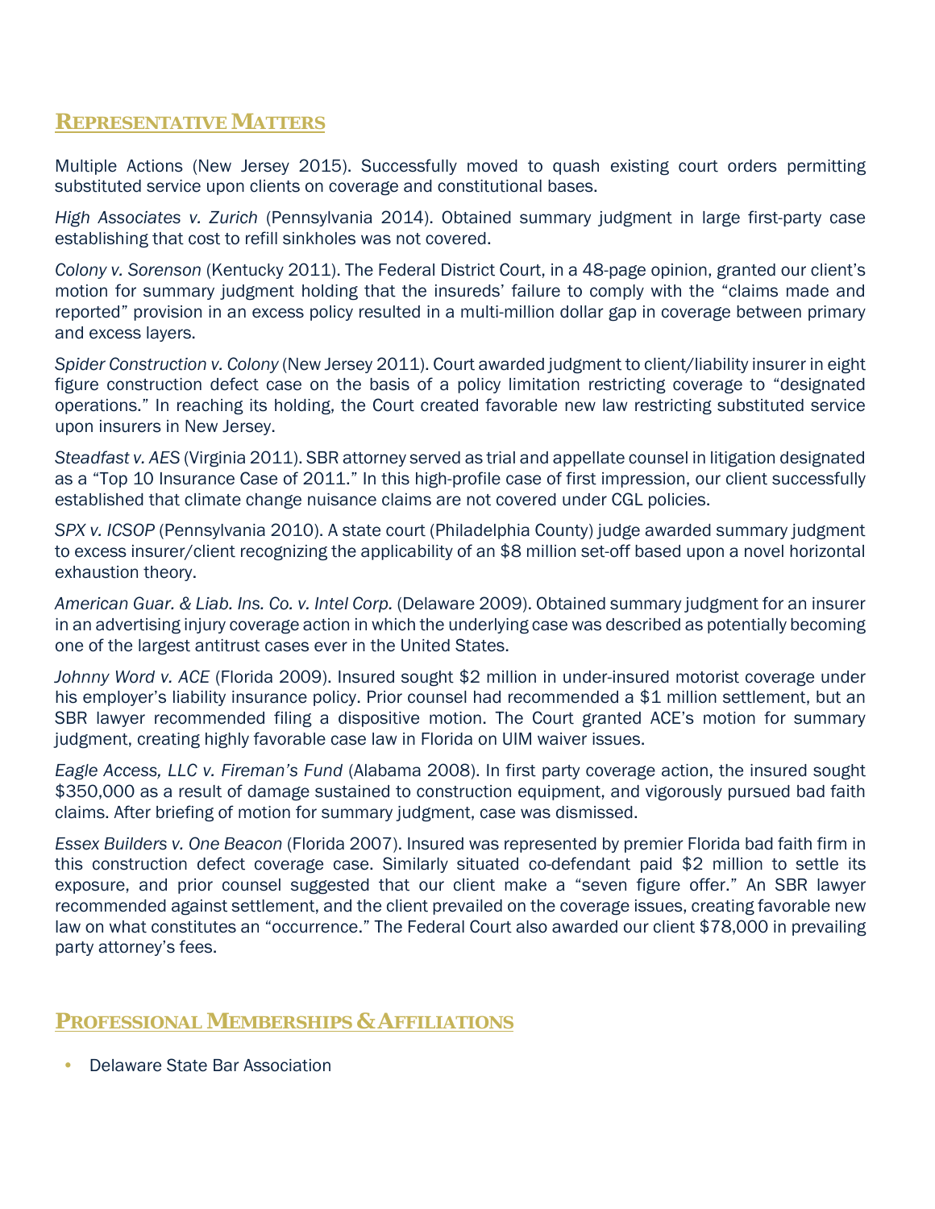## Representative Matters

Multiple Actions (New Jersey 2015). Successfully moved to quash existing court orders permitting substituted service upon clients on coverage and constitutional bases.

*High Associates v. Zurich* (Pennsylvania 2014). Obtained summary judgment in large first-party case establishing that cost to refill sinkholes was not covered.

*Colony v. Sorenson* (Kentucky 2011). The Federal District Court, in a 48-page opinion, granted our client's motion for summary judgment holding that the insureds' failure to comply with the "claims made and reported" provision in an excess policy resulted in a multi-million dollar gap in coverage between primary and excess layers.

*Spider Construction v. Colony* (New Jersey 2011). Court awarded judgment to client/liability insurer in eight figure construction defect case on the basis of a policy limitation restricting coverage to "designated operations." In reaching its holding, the Court created favorable new law restricting substituted service upon insurers in New Jersey.

*Steadfast v. AES* (Virginia 2011). SBR attorney served as trial and appellate counsel in litigation designated as a "Top 10 Insurance Case of 2011." In this high-profile case of first impression, our client successfully established that climate change nuisance claims are not covered under CGL policies.

*SPX v. ICSOP* (Pennsylvania 2010). A state court (Philadelphia County) judge awarded summary judgment to excess insurer/client recognizing the applicability of an $8 million set-off based upon a novel horizontal exhaustion theory.

*American Guar. & Liab. Ins. Co. v. Intel Corp.* (Delaware 2009). Obtained summary judgment for an insurer in an advertising injury coverage action in which the underlying case was described as potentially becoming one of the largest antitrust cases ever in the United States.

*Johnny Word v. ACE* (Florida 2009). Insured sought $2 million in under-insured motorist coverage under his employer's liability insurance policy. Prior counsel had recommended a $1 million settlement, but an SBR lawyer recommended filing a dispositive motion. The Court granted ACE's motion for summary judgment, creating highly favorable case law in Florida on UIM waiver issues.

*Eagle Access, LLC v. Fireman's Fund* (Alabama 2008). In first party coverage action, the insured sought $350,000 as a result of damage sustained to construction equipment, and vigorously pursued bad faith claims. After briefing of motion for summary judgment, case was dismissed.

*Essex Builders v. One Beacon* (Florida 2007). Insured was represented by premier Florida bad faith firm in this construction defect coverage case. Similarly situated co-defendant paid $2 million to settle its exposure, and prior counsel suggested that our client make a "seven figure offer." An SBR lawyer recommended against settlement, and the client prevailed on the coverage issues, creating favorable new law on what constitutes an "occurrence." The Federal Court also awarded our client $78,000 in prevailing party attorney's fees.

## Professional Memberships & Affiliations

- Delaware State Bar Association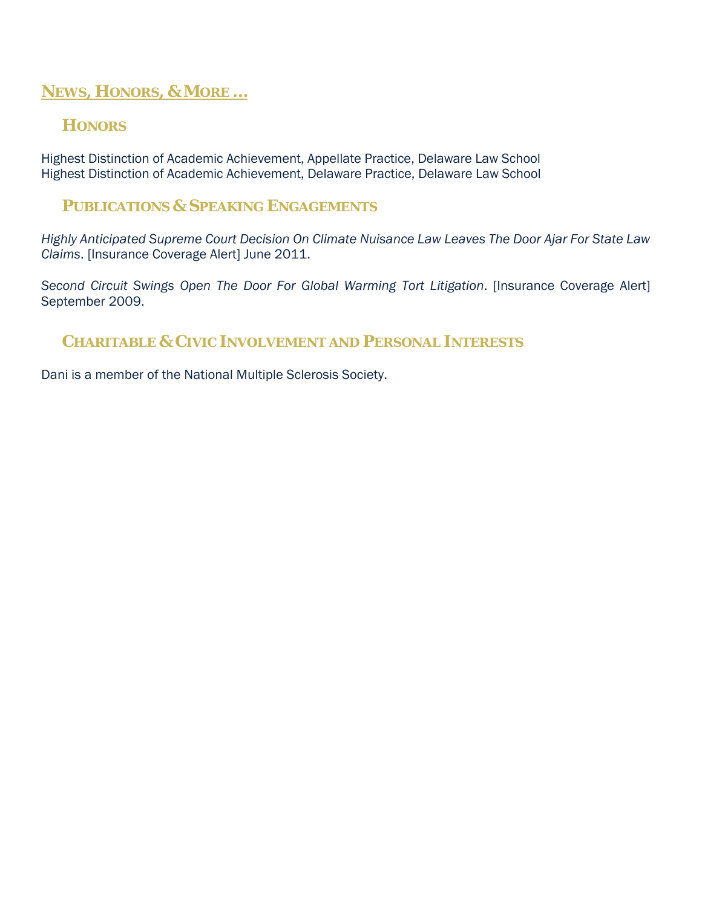## News, Honors, & More ...

### Honors

Highest Distinction of Academic Achievement, Appellate Practice, Delaware Law School
Highest Distinction of Academic Achievement, Delaware Practice, Delaware Law School

### Publications & Speaking Engagements

*Highly Anticipated Supreme Court Decision On Climate Nuisance Law Leaves The Door Ajar For State Law Claims*. [Insurance Coverage Alert] June 2011.

*Second Circuit Swings Open The Door For Global Warming Tort Litigation*. [Insurance Coverage Alert] September 2009.

### Charitable & Civic Involvement and Personal Interests

Dani is a member of the National Multiple Sclerosis Society.